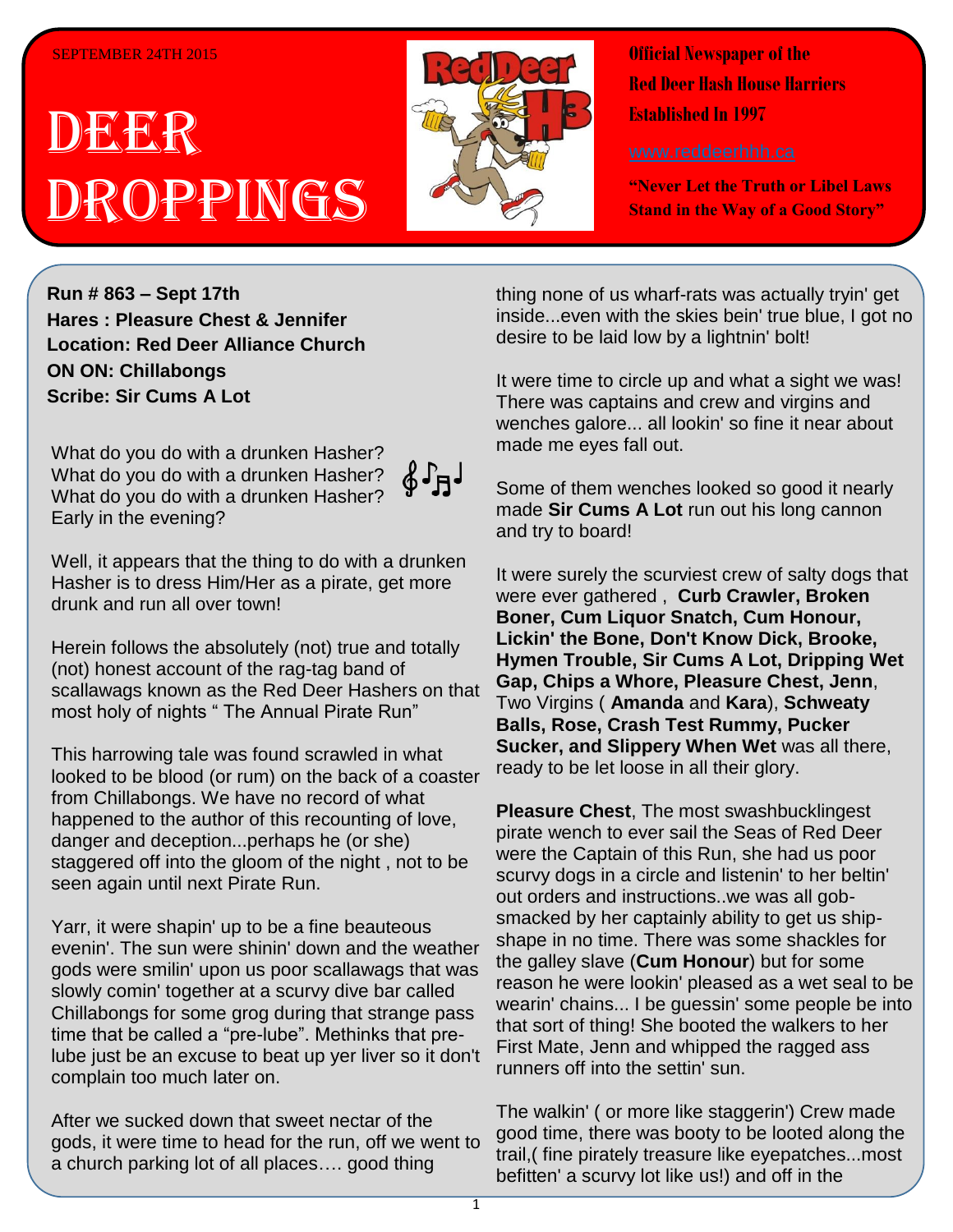SEPTEMBER 24TH 2015

# DEER DROPPINGS

**Official Newspaper of the Red Deer Hash House Harriers Established In 1997**

www.reddeerhhh.ca

**"Never Let the Truth or Libel Laws Stand in the Way of a Good Story"**

**Run # 863 – Sept 17th**
**Hares : Pleasure Chest & Jennifer**
**Location: Red Deer Alliance Church**
**ON ON: Chillabongs**
**Scribe: Sir Cums A Lot**

What do you do with a drunken Hasher?
What do you do with a drunken Hasher?
What do you do with a drunken Hasher?
Early in the evening?

Well, it appears that the thing to do with a drunken Hasher is to dress Him/Her as a pirate, get more drunk and run all over town!

Herein follows the absolutely (not) true and totally (not) honest account of the rag-tag band of scallawags known as the Red Deer Hashers on that most holy of nights " The Annual Pirate Run"

This harrowing tale was found scrawled in what looked to be blood (or rum) on the back of a coaster from Chillabongs. We have no record of what happened to the author of this recounting of love, danger and deception...perhaps he (or she) staggered off into the gloom of the night , not to be seen again until next Pirate Run.

Yarr, it were shapin' up to be a fine beauteous evenin'. The sun were shinin' down and the weather gods were smilin' upon us poor scallawags that was slowly comin' together at a scurvy dive bar called Chillabongs for some grog during that strange pass time that be called a "pre-lube". Methinks that pre-lube just be an excuse to beat up yer liver so it don't complain too much later on.

After we sucked down that sweet nectar of the gods, it were time to head for the run, off we went to a church parking lot of all places…. good thing none of us wharf-rats was actually tryin' get inside...even with the skies bein' true blue, I got no desire to be laid low by a lightnin' bolt!

It were time to circle up and what a sight we was! There was captains and crew and virgins and wenches galore... all lookin' so fine it near about made me eyes fall out.

Some of them wenches looked so good it nearly made **Sir Cums A Lot** run out his long cannon and try to board!

It were surely the scurviest crew of salty dogs that were ever gathered , **Curb Crawler, Broken Boner, Cum Liquor Snatch, Cum Honour, Lickin' the Bone, Don't Know Dick, Brooke, Hymen Trouble, Sir Cums A Lot, Dripping Wet Gap, Chips a Whore, Pleasure Chest, Jenn**, Two Virgins ( **Amanda** and **Kara**), **Schweaty Balls, Rose, Crash Test Rummy, Pucker Sucker, and Slippery When Wet** was all there, ready to be let loose in all their glory.

**Pleasure Chest**, The most swashbucklingest pirate wench to ever sail the Seas of Red Deer were the Captain of this Run, she had us poor scurvy dogs in a circle and listenin' to her beltin' out orders and instructions..we was all gob-smacked by her captainly ability to get us ship-shape in no time. There was some shackles for the galley slave (**Cum Honour**) but for some reason he were lookin' pleased as a wet seal to be wearin' chains... I be guessin' some people be into that sort of thing! She booted the walkers to her First Mate, Jenn and whipped the ragged ass runners off into the settin' sun.

The walkin' ( or more like staggerin') Crew made good time, there was booty to be looted along the trail,( fine pirately treasure like eyepatches...most befitten' a scurvy lot like us!) and off in the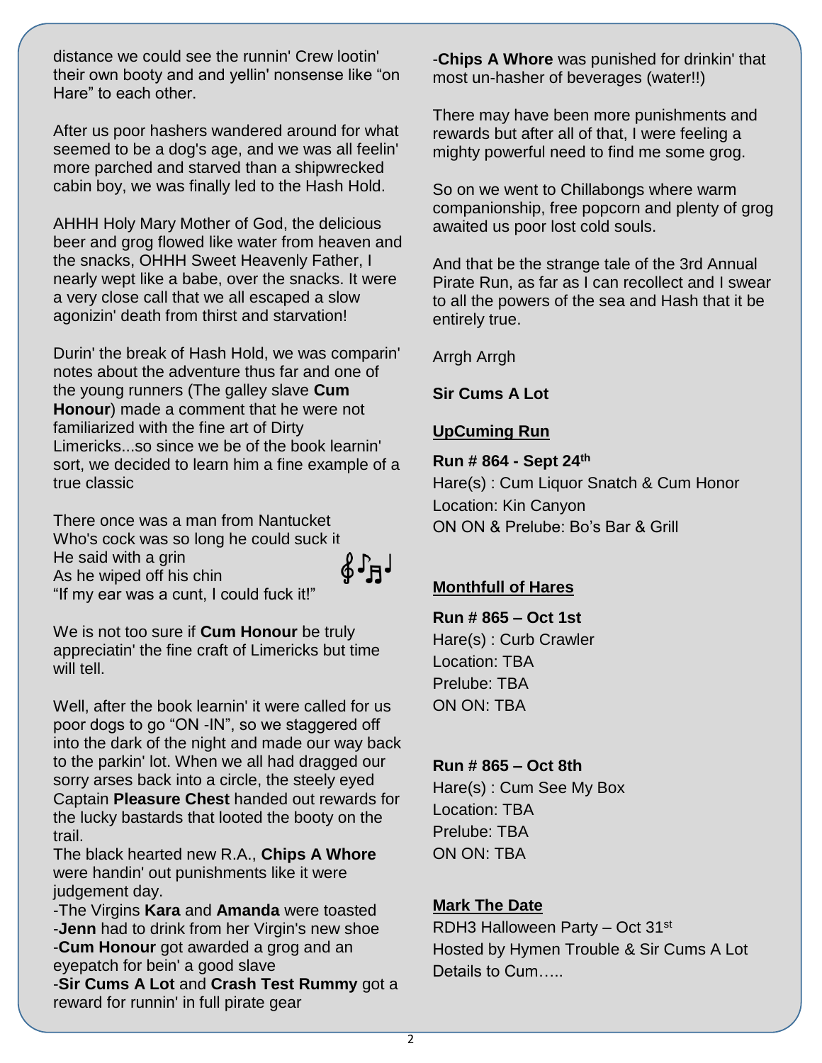distance we could see the runnin' Crew lootin' their own booty and and yellin' nonsense like "on Hare" to each other.

After us poor hashers wandered around for what seemed to be a dog's age, and we was all feelin' more parched and starved than a shipwrecked cabin boy, we was finally led to the Hash Hold.

AHHH Holy Mary Mother of God, the delicious beer and grog flowed like water from heaven and the snacks, OHHH Sweet Heavenly Father, I nearly wept like a babe, over the snacks. It were a very close call that we all escaped a slow agonizin' death from thirst and starvation!

Durin' the break of Hash Hold, we was comparin' notes about the adventure thus far and one of the young runners (The galley slave **Cum Honour**) made a comment that he were not familiarized with the fine art of Dirty Limericks...so since we be of the book learnin' sort, we decided to learn him a fine example of a true classic

There once was a man from Nantucket
Who's cock was so long he could suck it
He said with a grin
As he wiped off his chin
"If my ear was a cunt, I could fuck it!"

We is not too sure if **Cum Honour** be truly appreciatin' the fine craft of Limericks but time will tell.

Well, after the book learnin' it were called for us poor dogs to go "ON -IN", so we staggered off into the dark of the night and made our way back to the parkin' lot. When we all had dragged our sorry arses back into a circle, the steely eyed Captain **Pleasure Chest** handed out rewards for the lucky bastards that looted the booty on the trail.
The black hearted new R.A., **Chips A Whore** were handin' out punishments like it were judgement day.
-The Virgins **Kara** and **Amanda** were toasted
-**Jenn** had to drink from her Virgin's new shoe
-**Cum Honour** got awarded a grog and an eyepatch for bein' a good slave
-**Sir Cums A Lot** and **Crash Test Rummy** got a reward for runnin' in full pirate gear
-**Chips A Whore** was punished for drinkin' that most un-hasher of beverages (water!!)

There may have been more punishments and rewards but after all of that, I were feeling a mighty powerful need to find me some grog.

So on we went to Chillabongs where warm companionship, free popcorn and plenty of grog awaited us poor lost cold souls.

And that be the strange tale of the 3rd Annual Pirate Run, as far as I can recollect and I swear to all the powers of the sea and Hash that it be entirely true.

Arrgh Arrgh

**Sir Cums A Lot**

## UpCuming Run

**Run # 864 - Sept 24th**
Hare(s) : Cum Liquor Snatch & Cum Honor
Location: Kin Canyon
ON ON & Prelube: Bo's Bar & Grill

## Monthfull of Hares

**Run # 865 – Oct 1st**
Hare(s) : Curb Crawler
Location: TBA
Prelube: TBA
ON ON: TBA

**Run # 865 – Oct 8th**
Hare(s) : Cum See My Box
Location: TBA
Prelube: TBA
ON ON: TBA

## Mark The Date

RDH3 Halloween Party – Oct 31st
Hosted by Hymen Trouble & Sir Cums A Lot
Details to Cum…..